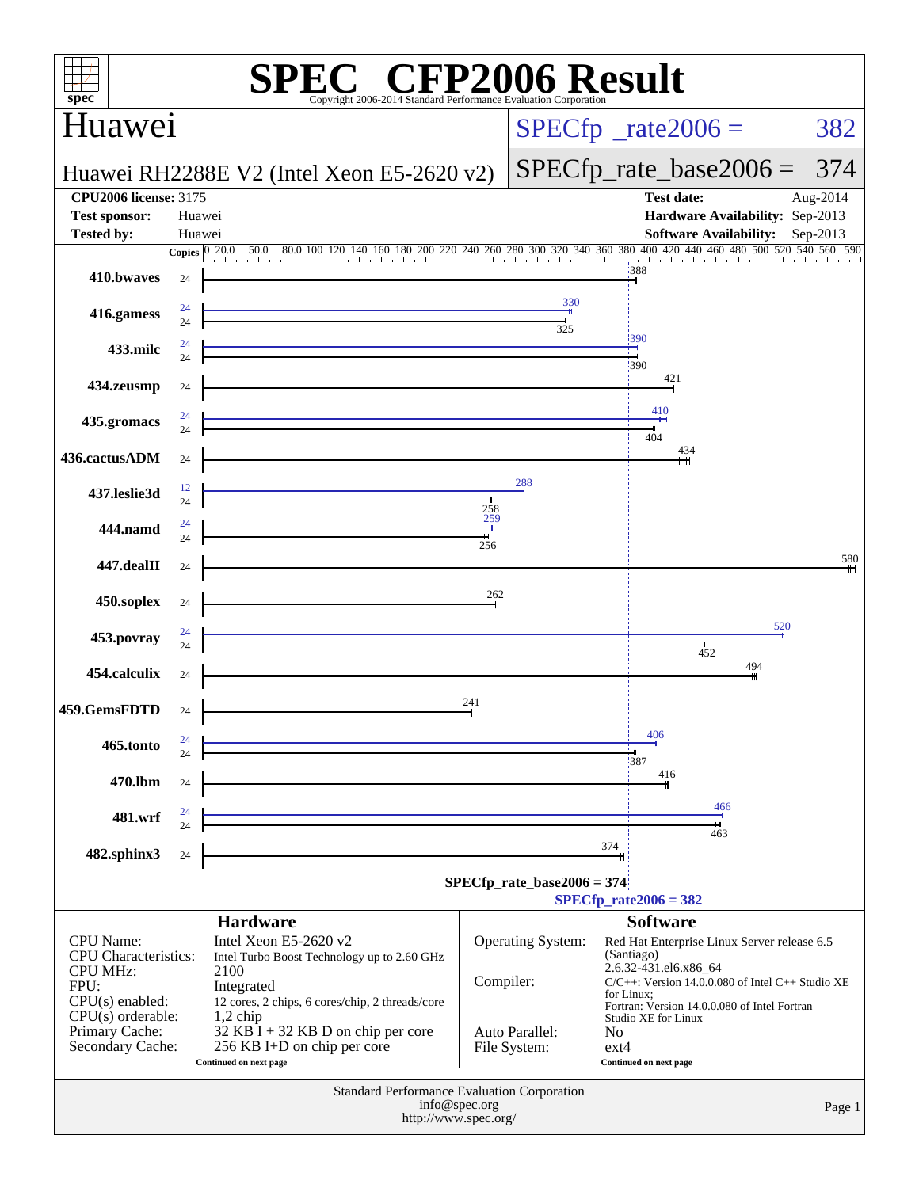# SPEC CFP2006 Result

Copyright 2006-2014 Standard Performance Evaluation Corporation

## Huawei

**Huawei RH2288E V2 (Intel Xeon E5-2620 v2)**

SPECfp_rate2006 = 382

SPECfp_rate_base2006 = 374

| | | | |
|---|---|---|---|
| **CPU2006 license:** | 3175 | **Test date:** | Aug-2014 |
| **Test sponsor:** | Huawei | **Hardware Availability:** | Sep-2013 |
| **Tested by:** | Huawei | **Software Availability:** | Sep-2013 |

| Benchmark | Copies (peak) | Copies (base) | Peak | Base |
|---|---|---|---|---|
| 410.bwaves | | 24 | | 388 |
| 416.gamess | 24 | 24 | 330 | 325 |
| 433.milc | 24 | 24 | 390 | 390 |
| 434.zeusmp | | 24 | | 421 |
| 435.gromacs | 24 | 24 | 410 | 404 |
| 436.cactusADM | | 24 | | 434 |
| 437.leslie3d | 12 | 24 | 288 | 258 |
| 444.namd | 24 | 24 | 259 | 256 |
| 447.dealII | | 24 | | 580 |
| 450.soplex | | 24 | | 262 |
| 453.povray | 24 | 24 | 520 | 452 |
| 454.calculix | | 24 | | 494 |
| 459.GemsFDTD | | 24 | | 241 |
| 465.tonto | 24 | 24 | 406 | 387 |
| 470.lbm | | 24 | | 416 |
| 481.wrf | 24 | 24 | 466 | 463 |
| 482.sphinx3 | | 24 | | 374 |

SPECfp_rate_base2006 = 374

SPECfp_rate2006 = 382

### Hardware

| | |
|---|---|
| CPU Name: | Intel Xeon E5-2620 v2 |
| CPU Characteristics: | Intel Turbo Boost Technology up to 2.60 GHz |
| CPU MHz: | 2100 |
| FPU: | Integrated |
| CPU(s) enabled: | 12 cores, 2 chips, 6 cores/chip, 2 threads/core |
| CPU(s) orderable: | 1,2 chip |
| Primary Cache: | 32 KB I + 32 KB D on chip per core |
| Secondary Cache: | 256 KB I+D on chip per core |

Continued on next page

### Software

| | |
|---|---|
| Operating System: | Red Hat Enterprise Linux Server release 6.5 (Santiago) 2.6.32-431.el6.x86_64 |
| Compiler: | C/C++: Version 14.0.0.080 of Intel C++ Studio XE for Linux; Fortran: Version 14.0.0.080 of Intel Fortran Studio XE for Linux |
| Auto Parallel: | No |
| File System: | ext4 |

Continued on next page

Standard Performance Evaluation Corporation
info@spec.org
http://www.spec.org/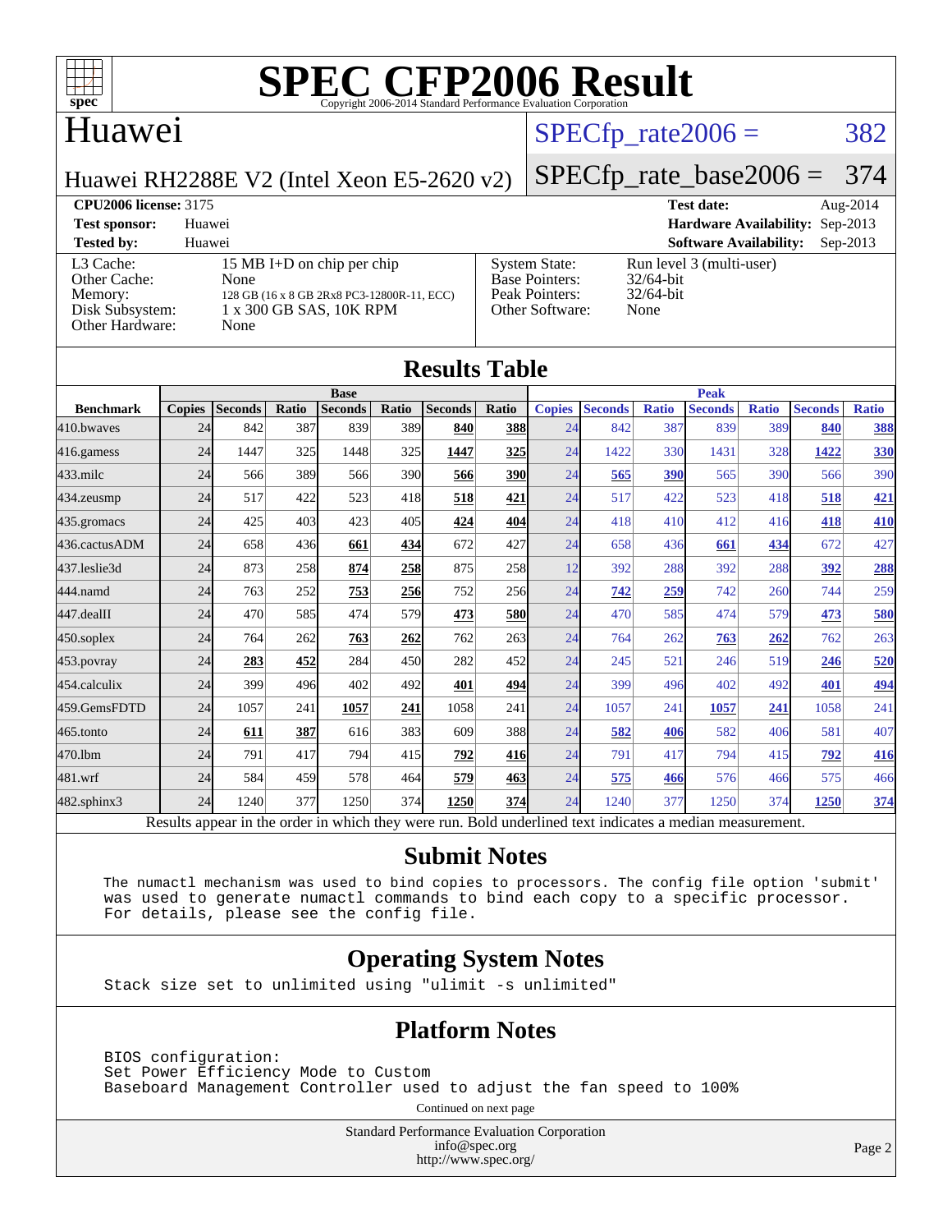# SPEC CFP2006 Result

Copyright 2006-2014 Standard Performance Evaluation Corporation

## Huawei

Huawei RH2288E V2 (Intel Xeon E5-2620 v2)

SPECfp_rate2006 = 382

SPECfp_rate_base2006 = 374

| **CPU2006 license:** 3175 | | **Test date:** | Aug-2014 |
|---|---|---|---|
| **Test sponsor:** | Huawei | **Hardware Availability:** | Sep-2013 |
| **Tested by:** | Huawei | **Software Availability:** | Sep-2013 |

| | | | |
|---|---|---|---|
| L3 Cache: | 15 MB I+D on chip per chip | System State: | Run level 3 (multi-user) |
| Other Cache: | None | Base Pointers: | 32/64-bit |
| Memory: | 128 GB (16 x 8 GB 2Rx8 PC3-12800R-11, ECC) | Peak Pointers: | 32/64-bit |
| Disk Subsystem: | 1 x 300 GB SAS, 10K RPM | Other Software: | None |
| Other Hardware: | None | | |

## Results Table

| Benchmark | Base | | | | | | | Peak | | | | | | |
|---|---|---|---|---|---|---|---|---|---|---|---|---|---|---|
| | Copies | Seconds | Ratio | Seconds | Ratio | Seconds | Ratio | Copies | Seconds | Ratio | Seconds | Ratio | Seconds | Ratio |
| 410.bwaves | 24 | 842 | 387 | 839 | 389 | **840** | **388** | 24 | 842 | 387 | 839 | 389 | **840** | **388** |
| 416.gamess | 24 | 1447 | 325 | 1448 | 325 | **1447** | **325** | 24 | 1422 | 330 | 1431 | 328 | **1422** | **330** |
| 433.milc | 24 | 566 | 389 | 566 | 390 | **566** | **390** | 24 | **565** | **390** | 565 | 390 | 566 | 390 |
| 434.zeusmp | 24 | 517 | 422 | 523 | 418 | **518** | **421** | 24 | 517 | 422 | 523 | 418 | **518** | **421** |
| 435.gromacs | 24 | 425 | 403 | 423 | 405 | **424** | **404** | 24 | 418 | 410 | 412 | 416 | **418** | **410** |
| 436.cactusADM | 24 | 658 | 436 | **661** | **434** | 672 | 427 | 24 | 658 | 436 | **661** | **434** | 672 | 427 |
| 437.leslie3d | 24 | 873 | 258 | **874** | **258** | 875 | 258 | 12 | 392 | 288 | 392 | 288 | **392** | **288** |
| 444.namd | 24 | 763 | 252 | **753** | **256** | 752 | 256 | 24 | **742** | **259** | 742 | 260 | 744 | 259 |
| 447.dealII | 24 | 470 | 585 | 474 | 579 | **473** | **580** | 24 | 470 | 585 | 474 | 579 | **473** | **580** |
| 450.soplex | 24 | 764 | 262 | **763** | **262** | 762 | 263 | 24 | 764 | 262 | **763** | **262** | 762 | 263 |
| 453.povray | 24 | **283** | **452** | 284 | 450 | 282 | 452 | 24 | 245 | 521 | 246 | 519 | **246** | **520** |
| 454.calculix | 24 | 399 | 496 | 402 | 492 | **401** | **494** | 24 | 399 | 496 | 402 | 492 | **401** | **494** |
| 459.GemsFDTD | 24 | 1057 | 241 | **1057** | **241** | 1058 | 241 | 24 | 1057 | 241 | **1057** | **241** | 1058 | 241 |
| 465.tonto | 24 | **611** | **387** | 616 | 383 | 609 | 388 | 24 | **582** | **406** | 582 | 406 | 581 | 407 |
| 470.lbm | 24 | 791 | 417 | 794 | 415 | **792** | **416** | 24 | 791 | 417 | 794 | 415 | **792** | **416** |
| 481.wrf | 24 | 584 | 459 | 578 | 464 | **579** | **463** | 24 | **575** | **466** | 576 | 466 | 575 | 466 |
| 482.sphinx3 | 24 | 1240 | 377 | 1250 | 374 | **1250** | **374** | 24 | 1240 | 377 | 1250 | 374 | **1250** | **374** |

Results appear in the order in which they were run. Bold underlined text indicates a median measurement.

## Submit Notes

```
The numactl mechanism was used to bind copies to processors. The config file option 'submit'
was used to generate numactl commands to bind each copy to a specific processor.
For details, please see the config file.
```

## Operating System Notes

```
Stack size set to unlimited using "ulimit -s unlimited"
```

## Platform Notes

```
BIOS configuration:
Set Power Efficiency Mode to Custom
Baseboard Management Controller used to adjust the fan speed to 100%
```

Continued on next page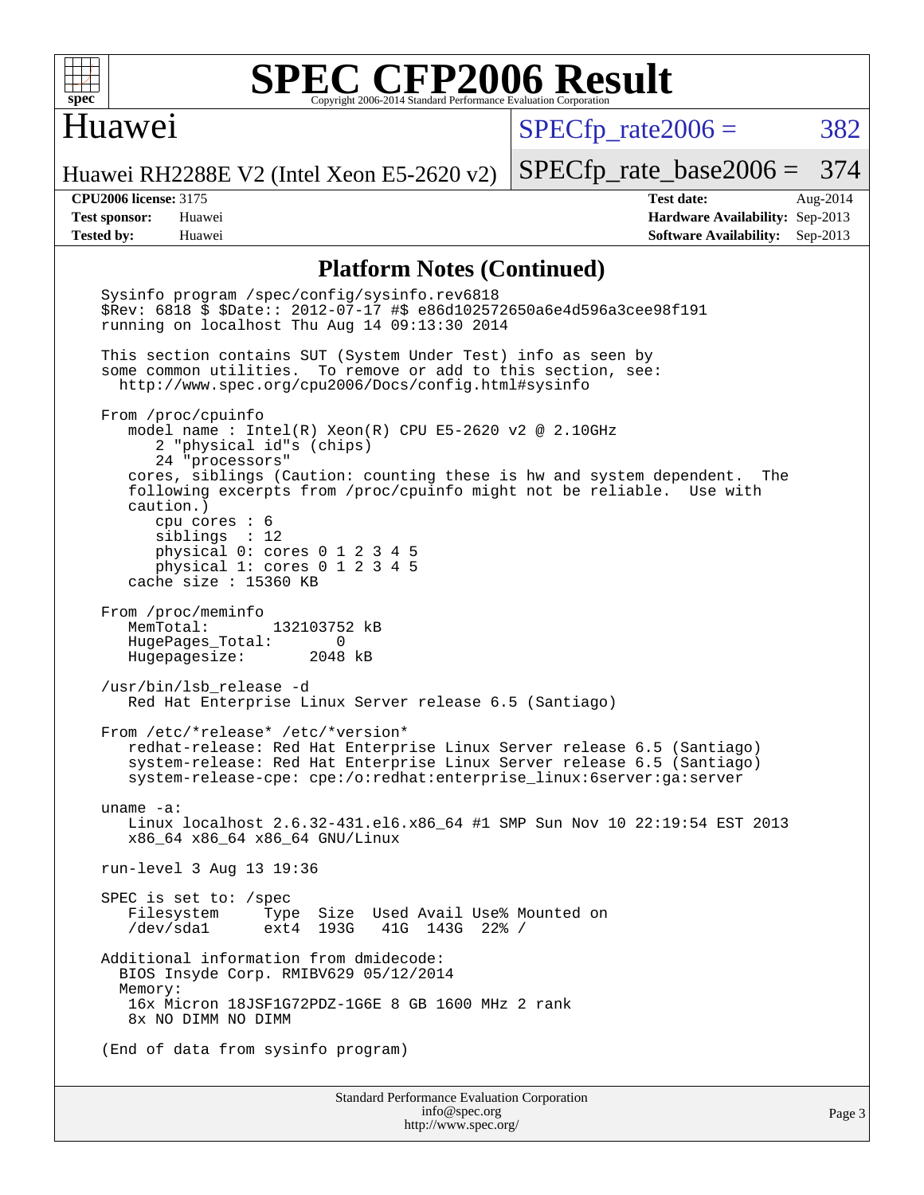## Platform Notes (Continued)

```
Sysinfo program /spec/config/sysinfo.rev6818
$Rev: 6818 $ $Date:: 2012-07-17 #$ e86d102572650a6e4d596a3cee98f191
running on localhost Thu Aug 14 09:13:30 2014

This section contains SUT (System Under Test) info as seen by
some common utilities.  To remove or add to this section, see:
  http://www.spec.org/cpu2006/Docs/config.html#sysinfo

From /proc/cpuinfo
   model name : Intel(R) Xeon(R) CPU E5-2620 v2 @ 2.10GHz
      2 "physical id"s (chips)
      24 "processors"
   cores, siblings (Caution: counting these is hw and system dependent.  The
   following excerpts from /proc/cpuinfo might not be reliable.  Use with
   caution.)
      cpu cores : 6
      siblings  : 12
      physical 0: cores 0 1 2 3 4 5
      physical 1: cores 0 1 2 3 4 5
   cache size : 15360 KB

From /proc/meminfo
   MemTotal:       132103752 kB
   HugePages_Total:       0
   Hugepagesize:       2048 kB

/usr/bin/lsb_release -d
   Red Hat Enterprise Linux Server release 6.5 (Santiago)

From /etc/*release* /etc/*version*
   redhat-release: Red Hat Enterprise Linux Server release 6.5 (Santiago)
   system-release: Red Hat Enterprise Linux Server release 6.5 (Santiago)
   system-release-cpe: cpe:/o:redhat:enterprise_linux:6server:ga:server

uname -a:
   Linux localhost 2.6.32-431.el6.x86_64 #1 SMP Sun Nov 10 22:19:54 EST 2013
   x86_64 x86_64 x86_64 GNU/Linux

run-level 3 Aug 13 19:36

SPEC is set to: /spec
   Filesystem     Type  Size  Used Avail Use% Mounted on
   /dev/sda1      ext4  193G   41G  143G  22% /

Additional information from dmidecode:
  BIOS Insyde Corp. RMIBV629 05/12/2014
  Memory:
   16x Micron 18JSF1G72PDZ-1G6E 8 GB 1600 MHz 2 rank
   8x NO DIMM NO DIMM

(End of data from sysinfo program)
```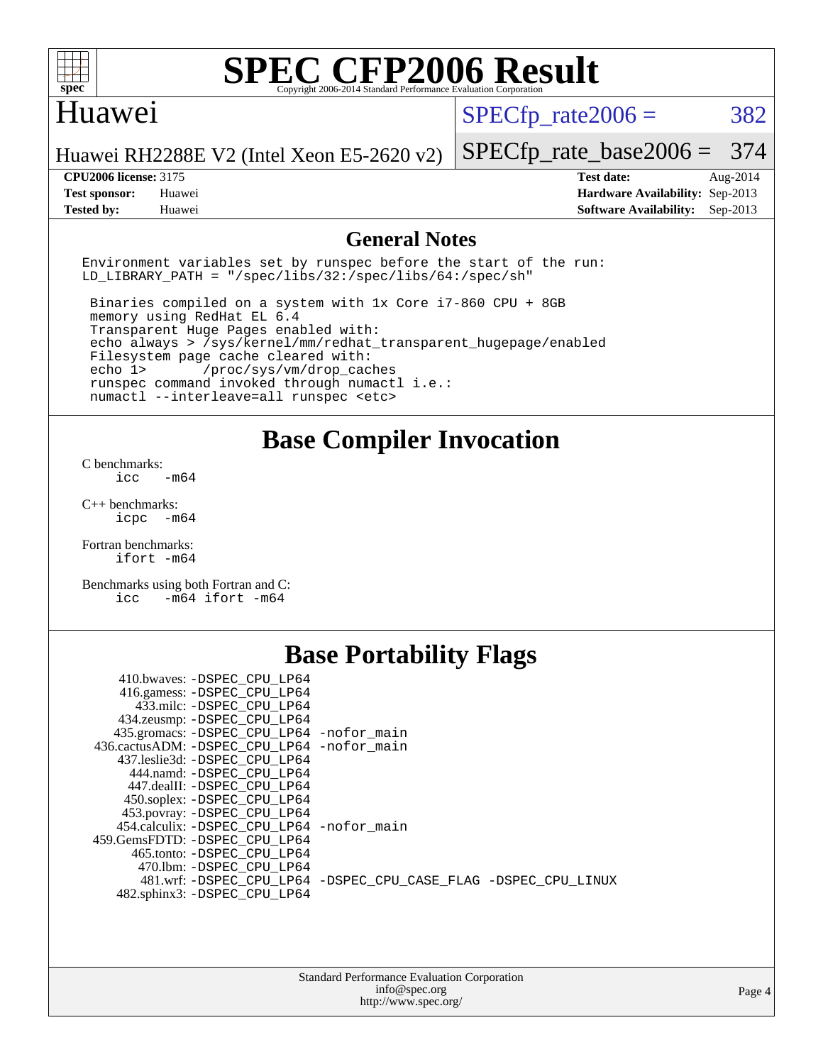# SPEC CFP2006 Result

Copyright 2006-2014 Standard Performance Evaluation Corporation

## Huawei

Huawei RH2288E V2 (Intel Xeon E5-2620 v2)

SPECfp_rate2006 = 382

SPECfp_rate_base2006 = 374

| | | | |
|---|---|---|---|
| **CPU2006 license:** | 3175 | **Test date:** | Aug-2014 |
| **Test sponsor:** | Huawei | **Hardware Availability:** | Sep-2013 |
| **Tested by:** | Huawei | **Software Availability:** | Sep-2013 |

## General Notes

```
Environment variables set by runspec before the start of the run:
LD_LIBRARY_PATH = "/spec/libs/32:/spec/libs/64:/spec/sh"

 Binaries compiled on a system with 1x Core i7-860 CPU + 8GB
 memory using RedHat EL 6.4
 Transparent Huge Pages enabled with:
 echo always > /sys/kernel/mm/redhat_transparent_hugepage/enabled
 Filesystem page cache cleared with:
 echo 1>       /proc/sys/vm/drop_caches
 runspec command invoked through numactl i.e.:
 numactl --interleave=all runspec <etc>
```

## Base Compiler Invocation

C benchmarks:
```
icc   -m64
```

C++ benchmarks:
```
icpc  -m64
```

Fortran benchmarks:
```
ifort -m64
```

Benchmarks using both Fortran and C:
```
icc   -m64 ifort -m64
```

## Base Portability Flags

| Benchmark | Flags |
|---|---|
| 410.bwaves: | -DSPEC_CPU_LP64 |
| 416.gamess: | -DSPEC_CPU_LP64 |
| 433.milc: | -DSPEC_CPU_LP64 |
| 434.zeusmp: | -DSPEC_CPU_LP64 |
| 435.gromacs: | -DSPEC_CPU_LP64 -nofor_main |
| 436.cactusADM: | -DSPEC_CPU_LP64 -nofor_main |
| 437.leslie3d: | -DSPEC_CPU_LP64 |
| 444.namd: | -DSPEC_CPU_LP64 |
| 447.dealII: | -DSPEC_CPU_LP64 |
| 450.soplex: | -DSPEC_CPU_LP64 |
| 453.povray: | -DSPEC_CPU_LP64 |
| 454.calculix: | -DSPEC_CPU_LP64 -nofor_main |
| 459.GemsFDTD: | -DSPEC_CPU_LP64 |
| 465.tonto: | -DSPEC_CPU_LP64 |
| 470.lbm: | -DSPEC_CPU_LP64 |
| 481.wrf: | -DSPEC_CPU_LP64 -DSPEC_CPU_CASE_FLAG -DSPEC_CPU_LINUX |
| 482.sphinx3: | -DSPEC_CPU_LP64 |

Standard Performance Evaluation Corporation
info@spec.org
http://www.spec.org/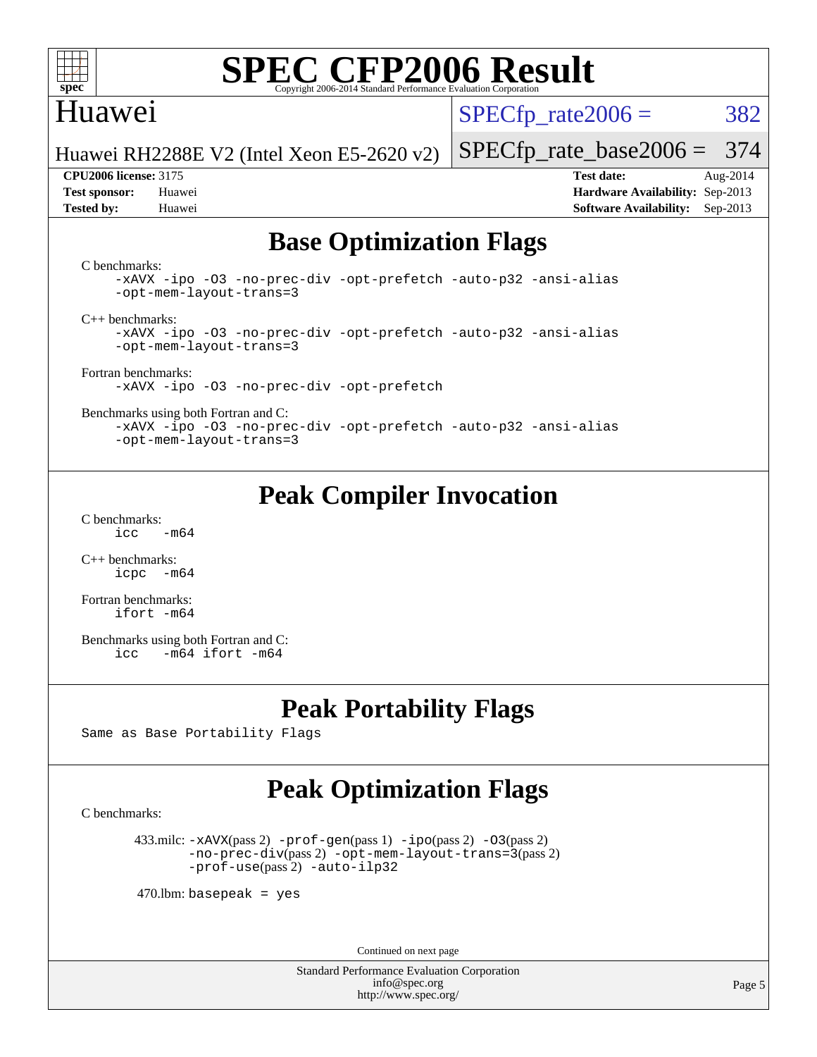## Base Optimization Flags

C benchmarks:

```
-xAVX -ipo -O3 -no-prec-div -opt-prefetch -auto-p32 -ansi-alias
-opt-mem-layout-trans=3
```

C++ benchmarks:

```
-xAVX -ipo -O3 -no-prec-div -opt-prefetch -auto-p32 -ansi-alias
-opt-mem-layout-trans=3
```

Fortran benchmarks:

```
-xAVX -ipo -O3 -no-prec-div -opt-prefetch
```

Benchmarks using both Fortran and C:

```
-xAVX -ipo -O3 -no-prec-div -opt-prefetch -auto-p32 -ansi-alias
-opt-mem-layout-trans=3
```

## Peak Compiler Invocation

C benchmarks:

```
icc   -m64
```

C++ benchmarks:

```
icpc  -m64
```

Fortran benchmarks:

```
ifort -m64
```

Benchmarks using both Fortran and C:

```
icc   -m64 ifort -m64
```

## Peak Portability Flags

Same as Base Portability Flags

## Peak Optimization Flags

C benchmarks:

433.milc: `-xAVX`(pass 2) `-prof-gen`(pass 1) `-ipo`(pass 2) `-O3`(pass 2) `-no-prec-div`(pass 2) `-opt-mem-layout-trans=3`(pass 2) `-prof-use`(pass 2) `-auto-ilp32`

470.lbm: `basepeak = yes`

Continued on next page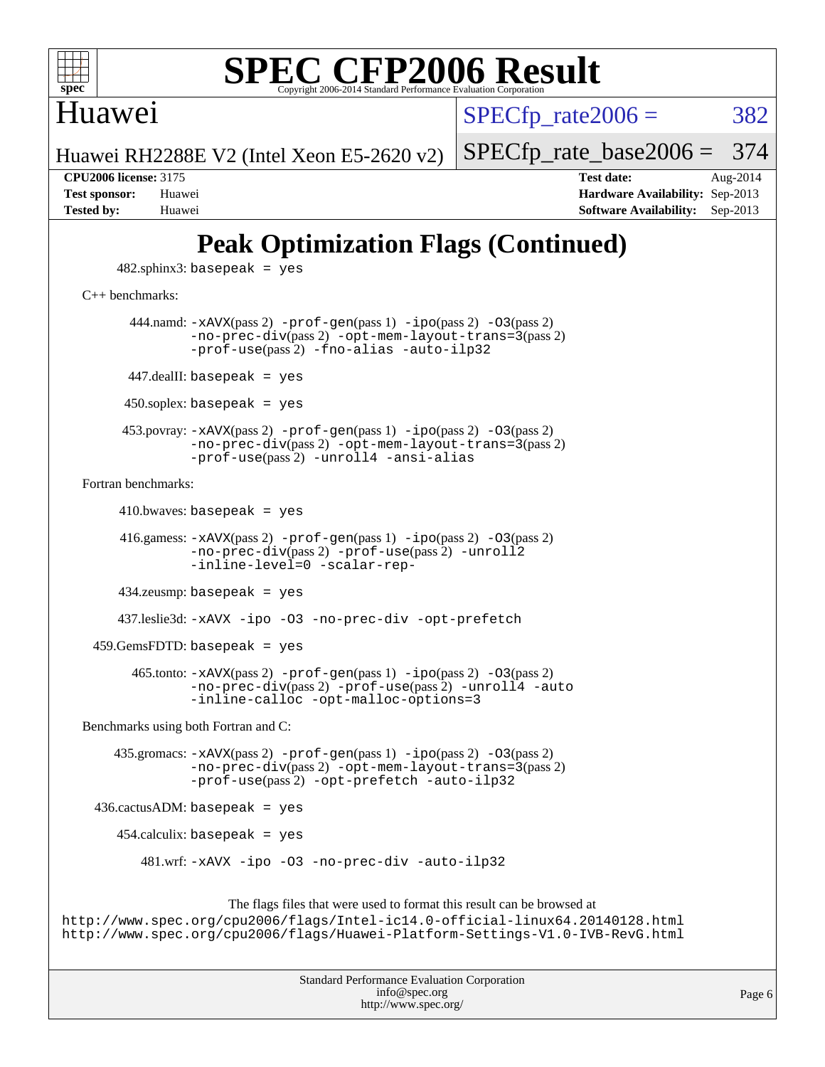# Peak Optimization Flags (Continued)

482.sphinx3: basepeak = yes

C++ benchmarks:

444.namd: -xAVX(pass 2) -prof-gen(pass 1) -ipo(pass 2) -O3(pass 2) -no-prec-div(pass 2) -opt-mem-layout-trans=3(pass 2) -prof-use(pass 2) -fno-alias -auto-ilp32

447.dealII: basepeak = yes

450.soplex: basepeak = yes

453.povray: -xAVX(pass 2) -prof-gen(pass 1) -ipo(pass 2) -O3(pass 2) -no-prec-div(pass 2) -opt-mem-layout-trans=3(pass 2) -prof-use(pass 2) -unroll4 -ansi-alias

Fortran benchmarks:

410.bwaves: basepeak = yes

416.gamess: -xAVX(pass 2) -prof-gen(pass 1) -ipo(pass 2) -O3(pass 2) -no-prec-div(pass 2) -prof-use(pass 2) -unroll2 -inline-level=0 -scalar-rep-

434.zeusmp: basepeak = yes

437.leslie3d: -xAVX -ipo -O3 -no-prec-div -opt-prefetch

459.GemsFDTD: basepeak = yes

465.tonto: -xAVX(pass 2) -prof-gen(pass 1) -ipo(pass 2) -O3(pass 2) -no-prec-div(pass 2) -prof-use(pass 2) -unroll4 -auto -inline-calloc -opt-malloc-options=3

Benchmarks using both Fortran and C:

435.gromacs: -xAVX(pass 2) -prof-gen(pass 1) -ipo(pass 2) -O3(pass 2) -no-prec-div(pass 2) -opt-mem-layout-trans=3(pass 2) -prof-use(pass 2) -opt-prefetch -auto-ilp32

436.cactusADM: basepeak = yes

454.calculix: basepeak = yes

481.wrf: -xAVX -ipo -O3 -no-prec-div -auto-ilp32

The flags files that were used to format this result can be browsed at
http://www.spec.org/cpu2006/flags/Intel-ic14.0-official-linux64.20140128.html
http://www.spec.org/cpu2006/flags/Huawei-Platform-Settings-V1.0-IVB-RevG.html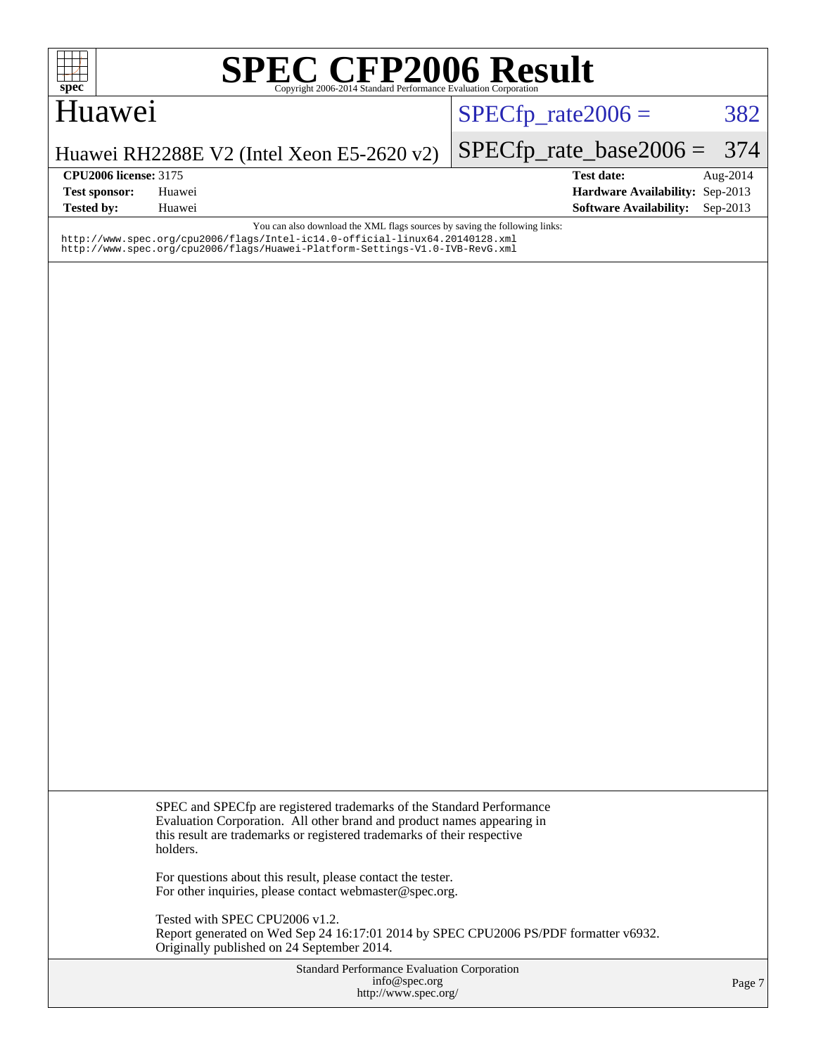# SPEC CFP2006 Result

Copyright 2006-2014 Standard Performance Evaluation Corporation

## Huawei

Huawei RH2288E V2 (Intel Xeon E5-2620 v2)

SPECfp_rate2006 = 382

SPECfp_rate_base2006 = 374

**CPU2006 license:** 3175
**Test sponsor:** Huawei
**Tested by:** Huawei

**Test date:** Aug-2014
**Hardware Availability:** Sep-2013
**Software Availability:** Sep-2013

You can also download the XML flags sources by saving the following links:

```
http://www.spec.org/cpu2006/flags/Intel-ic14.0-official-linux64.20140128.xml
http://www.spec.org/cpu2006/flags/Huawei-Platform-Settings-V1.0-IVB-RevG.xml
```

SPEC and SPECfp are registered trademarks of the Standard Performance Evaluation Corporation. All other brand and product names appearing in this result are trademarks or registered trademarks of their respective holders.

For questions about this result, please contact the tester.
For other inquiries, please contact webmaster@spec.org.

Tested with SPEC CPU2006 v1.2.
Report generated on Wed Sep 24 16:17:01 2014 by SPEC CPU2006 PS/PDF formatter v6932.
Originally published on 24 September 2014.

Standard Performance Evaluation Corporation
info@spec.org
http://www.spec.org/